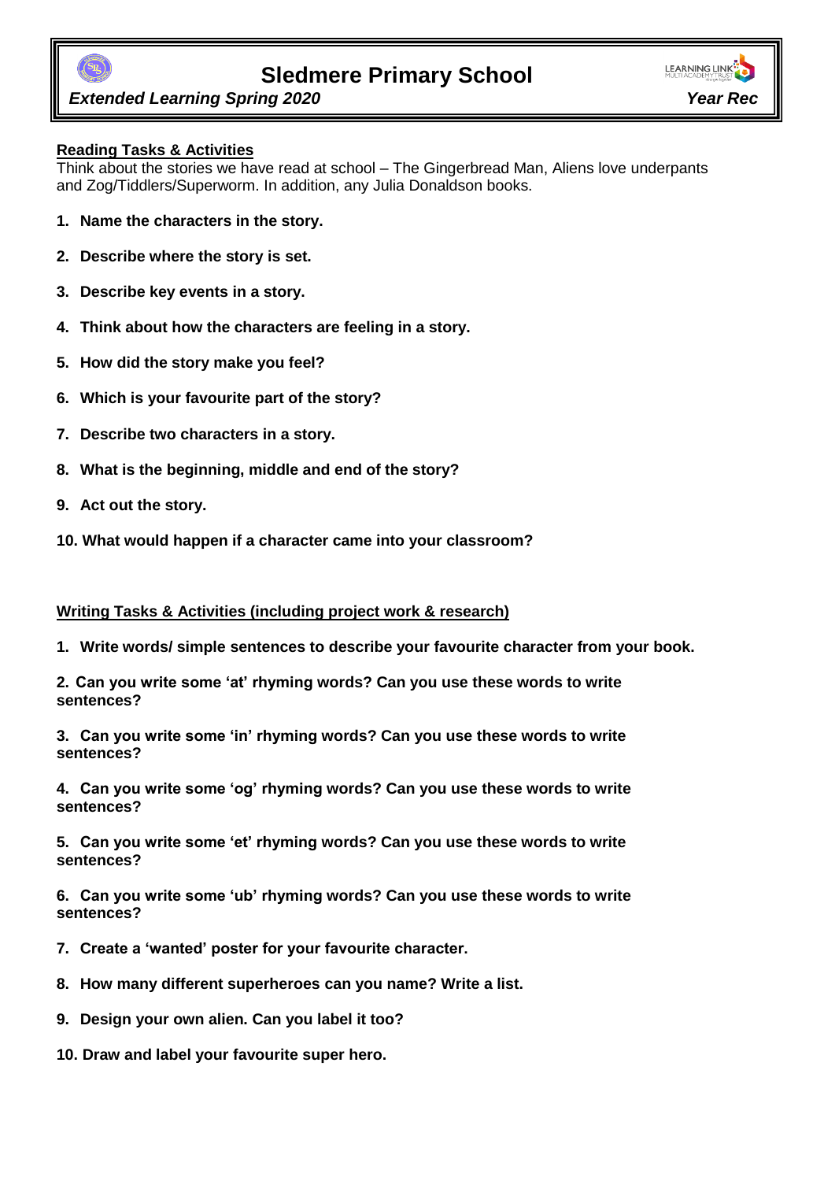# Sledmere Primary School

***Extended Learning Spring 2020*** ***Year Rec***

## Reading Tasks & Activities

Think about the stories we have read at school – The Gingerbread Man, Aliens love underpants and Zog/Tiddlers/Superworm. In addition, any Julia Donaldson books.

1. **Name the characters in the story.**
2. **Describe where the story is set.**
3. **Describe key events in a story.**
4. **Think about how the characters are feeling in a story.**
5. **How did the story make you feel?**
6. **Which is your favourite part of the story?**
7. **Describe two characters in a story.**
8. **What is the beginning, middle and end of the story?**
9. **Act out the story.**
10. **What would happen if a character came into your classroom?**

## Writing Tasks & Activities (including project work & research)

1. **Write words/ simple sentences to describe your favourite character from your book.**
2. **Can you write some 'at' rhyming words? Can you use these words to write sentences?**
3. **Can you write some 'in' rhyming words? Can you use these words to write sentences?**
4. **Can you write some 'og' rhyming words? Can you use these words to write sentences?**
5. **Can you write some 'et' rhyming words? Can you use these words to write sentences?**
6. **Can you write some 'ub' rhyming words? Can you use these words to write sentences?**
7. **Create a 'wanted' poster for your favourite character.**
8. **How many different superheroes can you name? Write a list.**
9. **Design your own alien. Can you label it too?**
10. **Draw and label your favourite super hero.**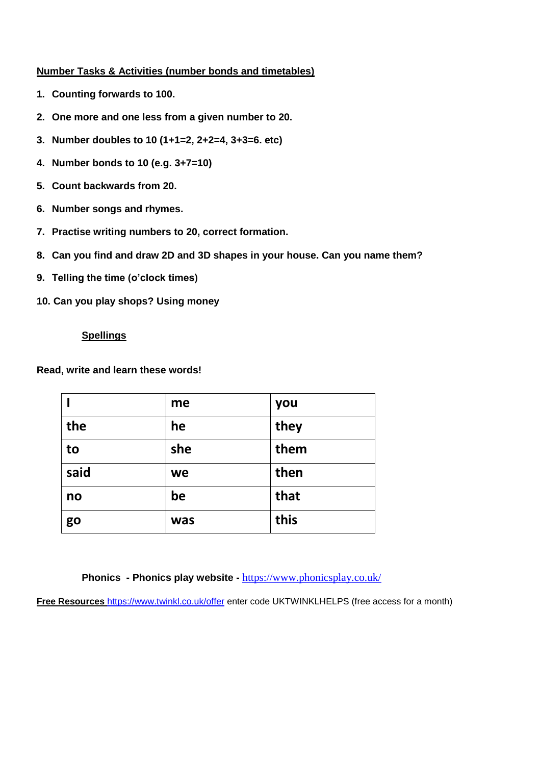**Number Tasks & Activities (number bonds and timetables)**

1. **Counting forwards to 100.**
2. **One more and one less from a given number to 20.**
3. **Number doubles to 10 (1+1=2, 2+2=4, 3+3=6. etc)**
4. **Number bonds to 10 (e.g. 3+7=10)**
5. **Count backwards from 20.**
6. **Number songs and rhymes.**
7. **Practise writing numbers to 20, correct formation.**
8. **Can you find and draw 2D and 3D shapes in your house. Can you name them?**
9. **Telling the time (o'clock times)**
10. **Can you play shops? Using money**

**Spellings**

**Read, write and learn these words!**

| | | |
|---|---|---|
| **I** | **me** | **you** |
| **the** | **he** | **they** |
| **to** | **she** | **them** |
| **said** | **we** | **then** |
| **no** | **be** | **that** |
| **go** | **was** | **this** |

**Phonics - Phonics play website -** https://www.phonicsplay.co.uk/

**Free Resources** https://www.twinkl.co.uk/offer enter code UKTWINKLHELPS (free access for a month)